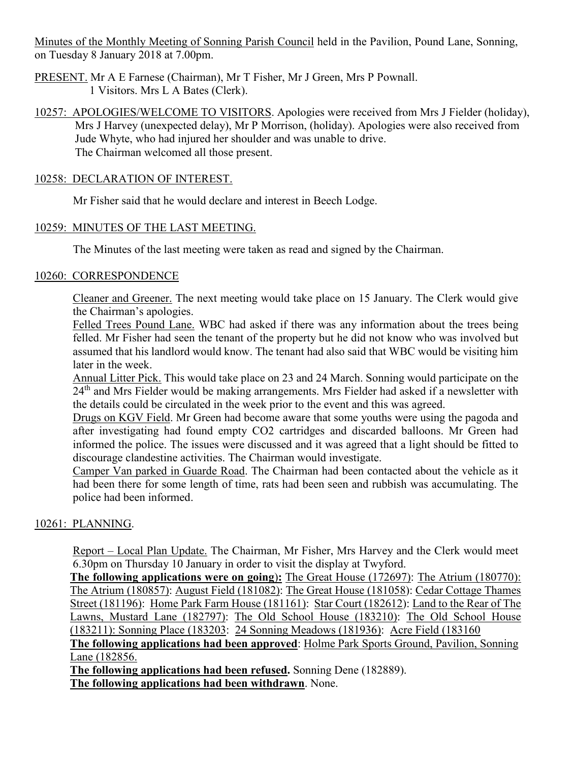Minutes of the Monthly Meeting of Sonning Parish Council held in the Pavilion, Pound Lane, Sonning, on Tuesday 8 January 2018 at 7.00pm.

PRESENT. Mr A E Farnese (Chairman), Mr T Fisher, Mr J Green, Mrs P Pownall.
1 Visitors. Mrs L A Bates (Clerk).

10257: APOLOGIES/WELCOME TO VISITORS. Apologies were received from Mrs J Fielder (holiday), Mrs J Harvey (unexpected delay), Mr P Morrison, (holiday). Apologies were also received from Jude Whyte, who had injured her shoulder and was unable to drive.
The Chairman welcomed all those present.

10258: DECLARATION OF INTEREST.

Mr Fisher said that he would declare and interest in Beech Lodge.

10259: MINUTES OF THE LAST MEETING.

The Minutes of the last meeting were taken as read and signed by the Chairman.

10260: CORRESPONDENCE

Cleaner and Greener. The next meeting would take place on 15 January. The Clerk would give the Chairman's apologies.

Felled Trees Pound Lane. WBC had asked if there was any information about the trees being felled. Mr Fisher had seen the tenant of the property but he did not know who was involved but assumed that his landlord would know. The tenant had also said that WBC would be visiting him later in the week.

Annual Litter Pick. This would take place on 23 and 24 March. Sonning would participate on the 24th and Mrs Fielder would be making arrangements. Mrs Fielder had asked if a newsletter with the details could be circulated in the week prior to the event and this was agreed.

Drugs on KGV Field. Mr Green had become aware that some youths were using the pagoda and after investigating had found empty CO2 cartridges and discarded balloons. Mr Green had informed the police. The issues were discussed and it was agreed that a light should be fitted to discourage clandestine activities. The Chairman would investigate.

Camper Van parked in Guarde Road. The Chairman had been contacted about the vehicle as it had been there for some length of time, rats had been seen and rubbish was accumulating. The police had been informed.

10261: PLANNING.

Report – Local Plan Update. The Chairman, Mr Fisher, Mrs Harvey and the Clerk would meet 6.30pm on Thursday 10 January in order to visit the display at Twyford.

**The following applications were on going):** The Great House (172697): The Atrium (180770): The Atrium (180857): August Field (181082): The Great House (181058): Cedar Cottage Thames Street (181196): Home Park Farm House (181161): Star Court (182612): Land to the Rear of The Lawns, Mustard Lane (182797): The Old School House (183210): The Old School House (183211): Sonning Place (183203: 24 Sonning Meadows (181936): Acre Field (183160

**The following applications had been approved**: Holme Park Sports Ground, Pavilion, Sonning Lane (182856.

**The following applications had been refused.** Sonning Dene (182889).

**The following applications had been withdrawn**. None.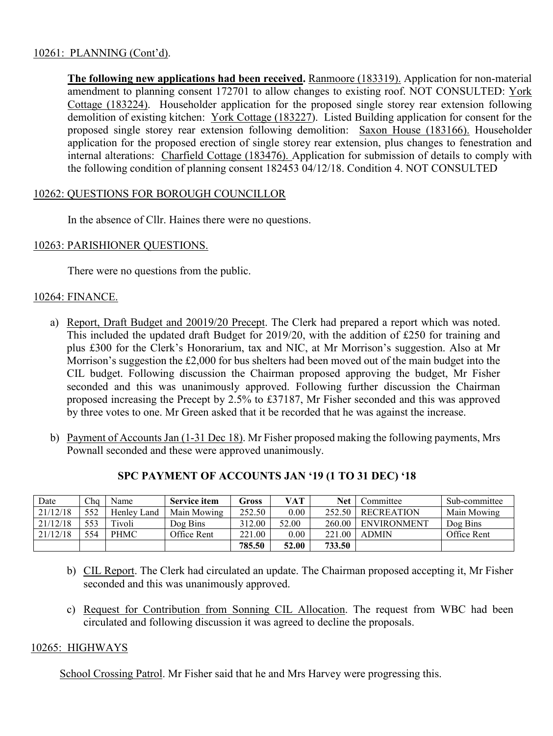10261: PLANNING (Cont'd).

**The following new applications had been received.** Ranmoore (183319). Application for non-material amendment to planning consent 172701 to allow changes to existing roof. NOT CONSULTED: York Cottage (183224). Householder application for the proposed single storey rear extension following demolition of existing kitchen: York Cottage (183227). Listed Building application for consent for the proposed single storey rear extension following demolition: Saxon House (183166). Householder application for the proposed erection of single storey rear extension, plus changes to fenestration and internal alterations: Charfield Cottage (183476). Application for submission of details to comply with the following condition of planning consent 182453 04/12/18. Condition 4. NOT CONSULTED

10262: QUESTIONS FOR BOROUGH COUNCILLOR

In the absence of Cllr. Haines there were no questions.

10263: PARISHIONER QUESTIONS.

There were no questions from the public.

10264: FINANCE.

a) Report, Draft Budget and 20019/20 Precept. The Clerk had prepared a report which was noted. This included the updated draft Budget for 2019/20, with the addition of £250 for training and plus £300 for the Clerk's Honorarium, tax and NIC, at Mr Morrison's suggestion. Also at Mr Morrison's suggestion the £2,000 for bus shelters had been moved out of the main budget into the CIL budget. Following discussion the Chairman proposed approving the budget, Mr Fisher seconded and this was unanimously approved. Following further discussion the Chairman proposed increasing the Precept by 2.5% to £37187, Mr Fisher seconded and this was approved by three votes to one. Mr Green asked that it be recorded that he was against the increase.

b) Payment of Accounts Jan (1-31 Dec 18). Mr Fisher proposed making the following payments, Mrs Pownall seconded and these were approved unanimously.

**SPC PAYMENT OF ACCOUNTS JAN '19 (1 TO 31 DEC) '18**

| Date | Chq | Name | Service item | Gross | VAT | Net | Committee | Sub-committee |
|---|---|---|---|---|---|---|---|---|
| 21/12/18 | 552 | Henley Land | Main Mowing | 252.50 | 0.00 | 252.50 | RECREATION | Main Mowing |
| 21/12/18 | 553 | Tivoli | Dog Bins | 312.00 | 52.00 | 260.00 | ENVIRONMENT | Dog Bins |
| 21/12/18 | 554 | PHMC | Office Rent | 221.00 | 0.00 | 221.00 | ADMIN | Office Rent |
| | | | | 785.50 | 52.00 | 733.50 | | |

b) CIL Report. The Clerk had circulated an update. The Chairman proposed accepting it, Mr Fisher seconded and this was unanimously approved.

c) Request for Contribution from Sonning CIL Allocation. The request from WBC had been circulated and following discussion it was agreed to decline the proposals.

10265: HIGHWAYS

School Crossing Patrol. Mr Fisher said that he and Mrs Harvey were progressing this.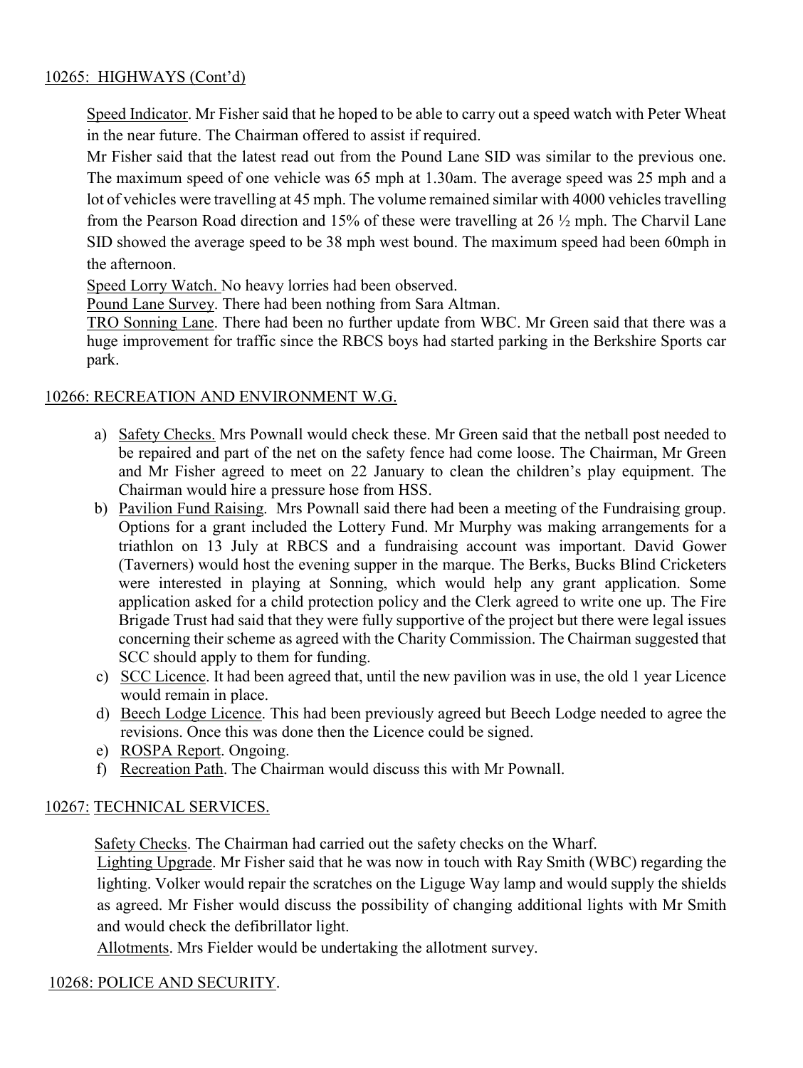10265: HIGHWAYS (Cont'd)

Speed Indicator. Mr Fisher said that he hoped to be able to carry out a speed watch with Peter Wheat in the near future. The Chairman offered to assist if required.

Mr Fisher said that the latest read out from the Pound Lane SID was similar to the previous one. The maximum speed of one vehicle was 65 mph at 1.30am. The average speed was 25 mph and a lot of vehicles were travelling at 45 mph. The volume remained similar with 4000 vehicles travelling from the Pearson Road direction and 15% of these were travelling at 26 ½ mph. The Charvil Lane SID showed the average speed to be 38 mph west bound. The maximum speed had been 60mph in the afternoon.

Speed Lorry Watch. No heavy lorries had been observed.

Pound Lane Survey. There had been nothing from Sara Altman.

TRO Sonning Lane. There had been no further update from WBC. Mr Green said that there was a huge improvement for traffic since the RBCS boys had started parking in the Berkshire Sports car park.

10266: RECREATION AND ENVIRONMENT W.G.

a) Safety Checks. Mrs Pownall would check these. Mr Green said that the netball post needed to be repaired and part of the net on the safety fence had come loose. The Chairman, Mr Green and Mr Fisher agreed to meet on 22 January to clean the children's play equipment. The Chairman would hire a pressure hose from HSS.
b) Pavilion Fund Raising. Mrs Pownall said there had been a meeting of the Fundraising group. Options for a grant included the Lottery Fund. Mr Murphy was making arrangements for a triathlon on 13 July at RBCS and a fundraising account was important. David Gower (Taverners) would host the evening supper in the marque. The Berks, Bucks Blind Cricketers were interested in playing at Sonning, which would help any grant application. Some application asked for a child protection policy and the Clerk agreed to write one up. The Fire Brigade Trust had said that they were fully supportive of the project but there were legal issues concerning their scheme as agreed with the Charity Commission. The Chairman suggested that SCC should apply to them for funding.
c) SCC Licence. It had been agreed that, until the new pavilion was in use, the old 1 year Licence would remain in place.
d) Beech Lodge Licence. This had been previously agreed but Beech Lodge needed to agree the revisions. Once this was done then the Licence could be signed.
e) ROSPA Report. Ongoing.
f) Recreation Path. The Chairman would discuss this with Mr Pownall.

10267: TECHNICAL SERVICES.

Safety Checks. The Chairman had carried out the safety checks on the Wharf.

Lighting Upgrade. Mr Fisher said that he was now in touch with Ray Smith (WBC) regarding the lighting. Volker would repair the scratches on the Liguge Way lamp and would supply the shields as agreed. Mr Fisher would discuss the possibility of changing additional lights with Mr Smith and would check the defibrillator light.

Allotments. Mrs Fielder would be undertaking the allotment survey.

10268: POLICE AND SECURITY.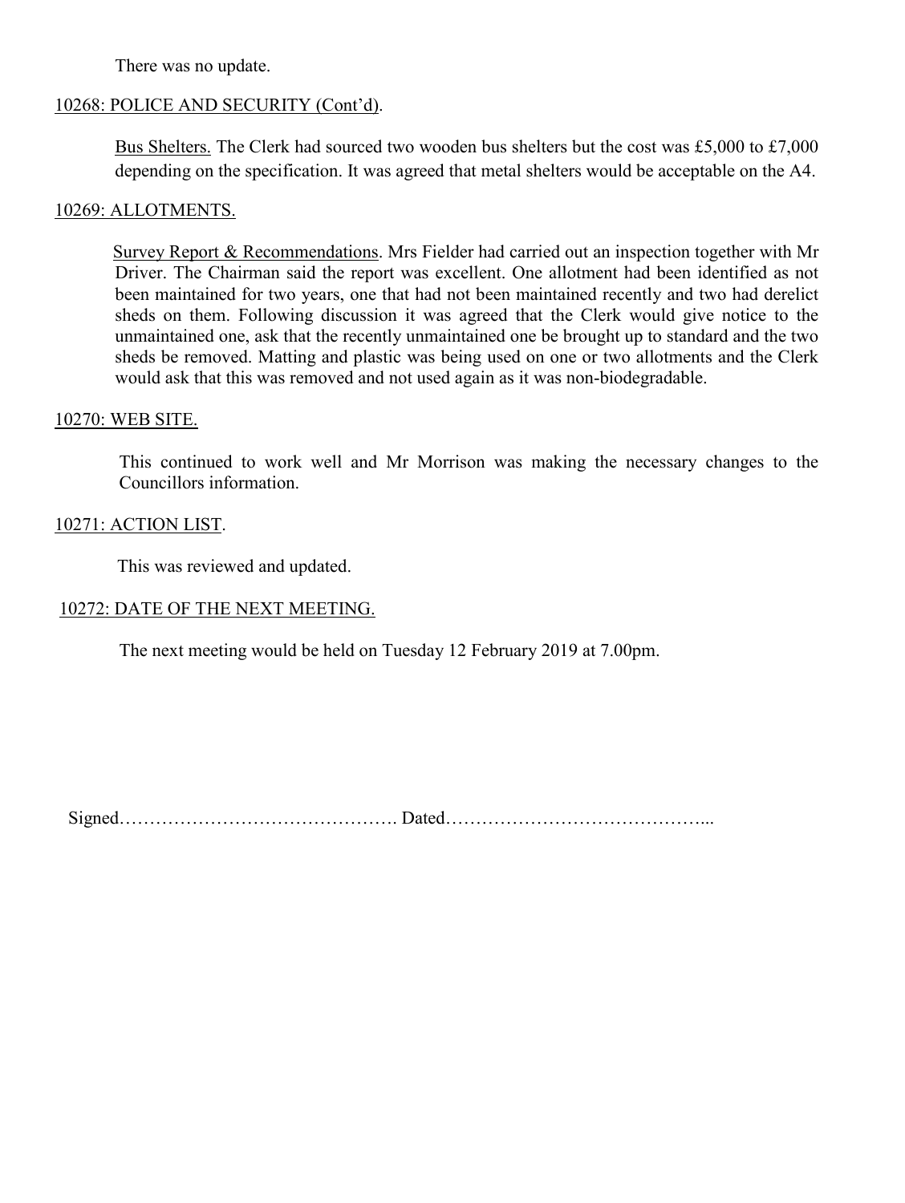There was no update.

10268: POLICE AND SECURITY (Cont'd).

Bus Shelters. The Clerk had sourced two wooden bus shelters but the cost was £5,000 to £7,000 depending on the specification. It was agreed that metal shelters would be acceptable on the A4.

10269: ALLOTMENTS.

Survey Report & Recommendations. Mrs Fielder had carried out an inspection together with Mr Driver. The Chairman said the report was excellent. One allotment had been identified as not been maintained for two years, one that had not been maintained recently and two had derelict sheds on them. Following discussion it was agreed that the Clerk would give notice to the unmaintained one, ask that the recently unmaintained one be brought up to standard and the two sheds be removed. Matting and plastic was being used on one or two allotments and the Clerk would ask that this was removed and not used again as it was non-biodegradable.

10270: WEB SITE.

This continued to work well and Mr Morrison was making the necessary changes to the Councillors information.

10271: ACTION LIST.

This was reviewed and updated.

10272: DATE OF THE NEXT MEETING.

The next meeting would be held on Tuesday 12 February 2019 at 7.00pm.

Signed………………………………………. Dated……………………………………...